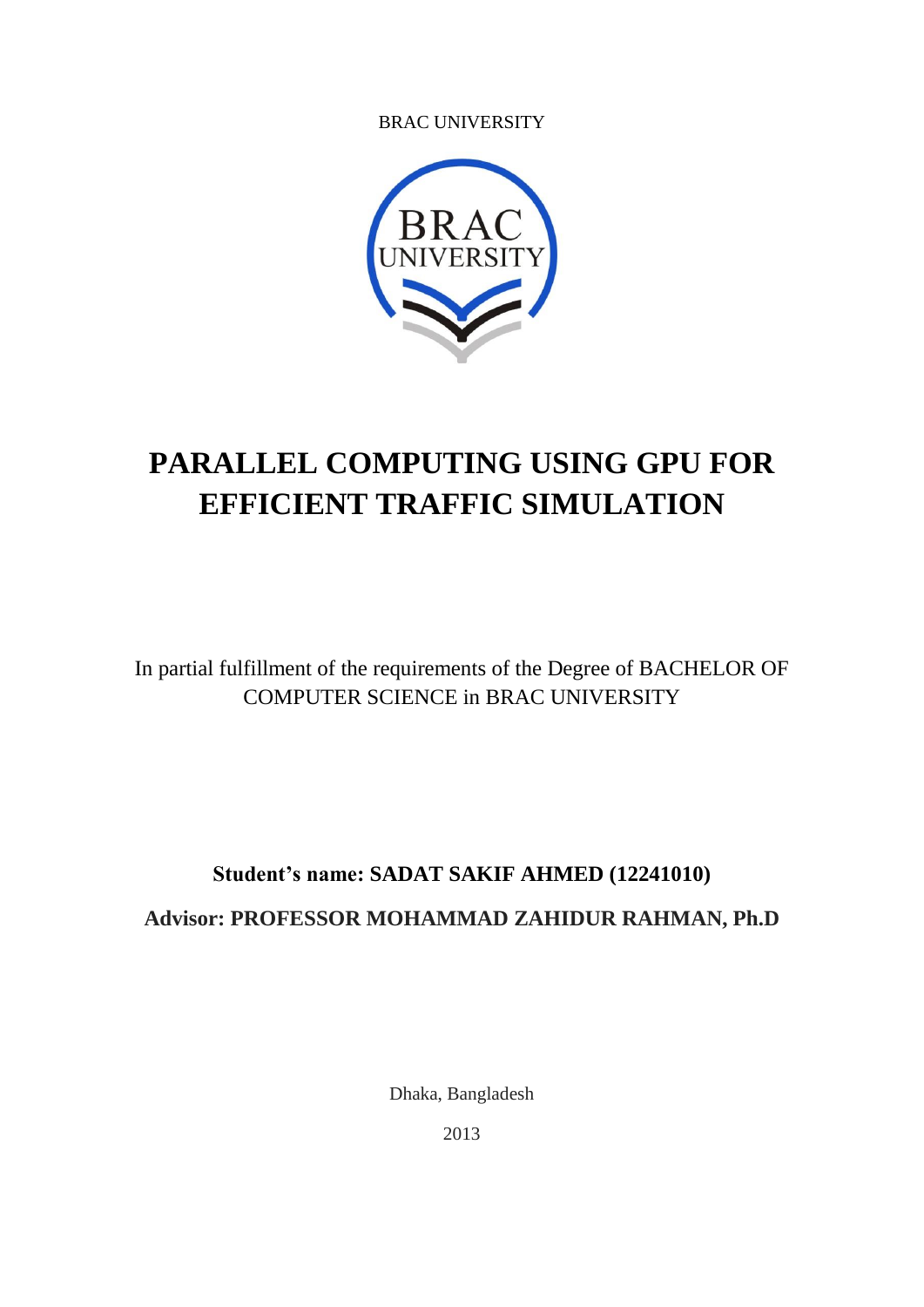BRAC UNIVERSITY

# PARALLEL COMPUTING USING GPU FOR EFFICIENT TRAFFIC SIMULATION

In partial fulfillment of the requirements of the Degree of BACHELOR OF COMPUTER SCIENCE in BRAC UNIVERSITY

**Student's name: SADAT SAKIF AHMED (12241010)**

**Advisor: PROFESSOR MOHAMMAD ZAHIDUR RAHMAN, Ph.D**

Dhaka, Bangladesh

2013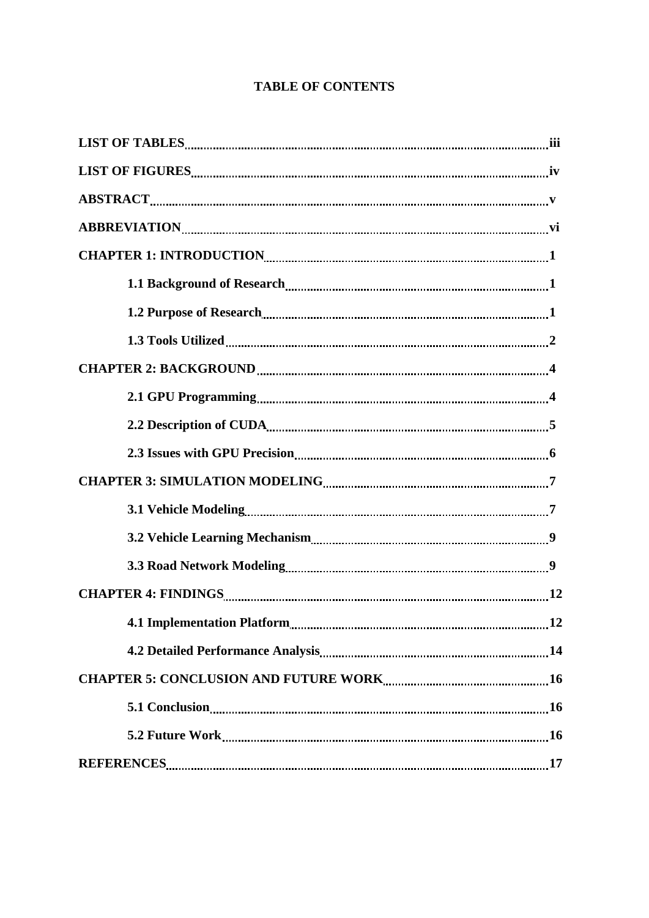# TABLE OF CONTENTS

| | |
|---|---|
| **LIST OF TABLES** | **iii** |
| **LIST OF FIGURES** | **iv** |
| **ABSTRACT** | **v** |
| **ABBREVIATION** | **vi** |
| **CHAPTER 1: INTRODUCTION** | **1** |
| **1.1 Background of Research** | **1** |
| **1.2 Purpose of Research** | **1** |
| **1.3 Tools Utilized** | **2** |
| **CHAPTER 2: BACKGROUND** | **4** |
| **2.1 GPU Programming** | **4** |
| **2.2 Description of CUDA** | **5** |
| **2.3 Issues with GPU Precision** | **6** |
| **CHAPTER 3: SIMULATION MODELING** | **7** |
| **3.1 Vehicle Modeling** | **7** |
| **3.2 Vehicle Learning Mechanism** | **9** |
| **3.3 Road Network Modeling** | **9** |
| **CHAPTER 4: FINDINGS** | **12** |
| **4.1 Implementation Platform** | **12** |
| **4.2 Detailed Performance Analysis** | **14** |
| **CHAPTER 5: CONCLUSION AND FUTURE WORK** | **16** |
| **5.1 Conclusion** | **16** |
| **5.2 Future Work** | **16** |
| **REFERENCES** | **17** |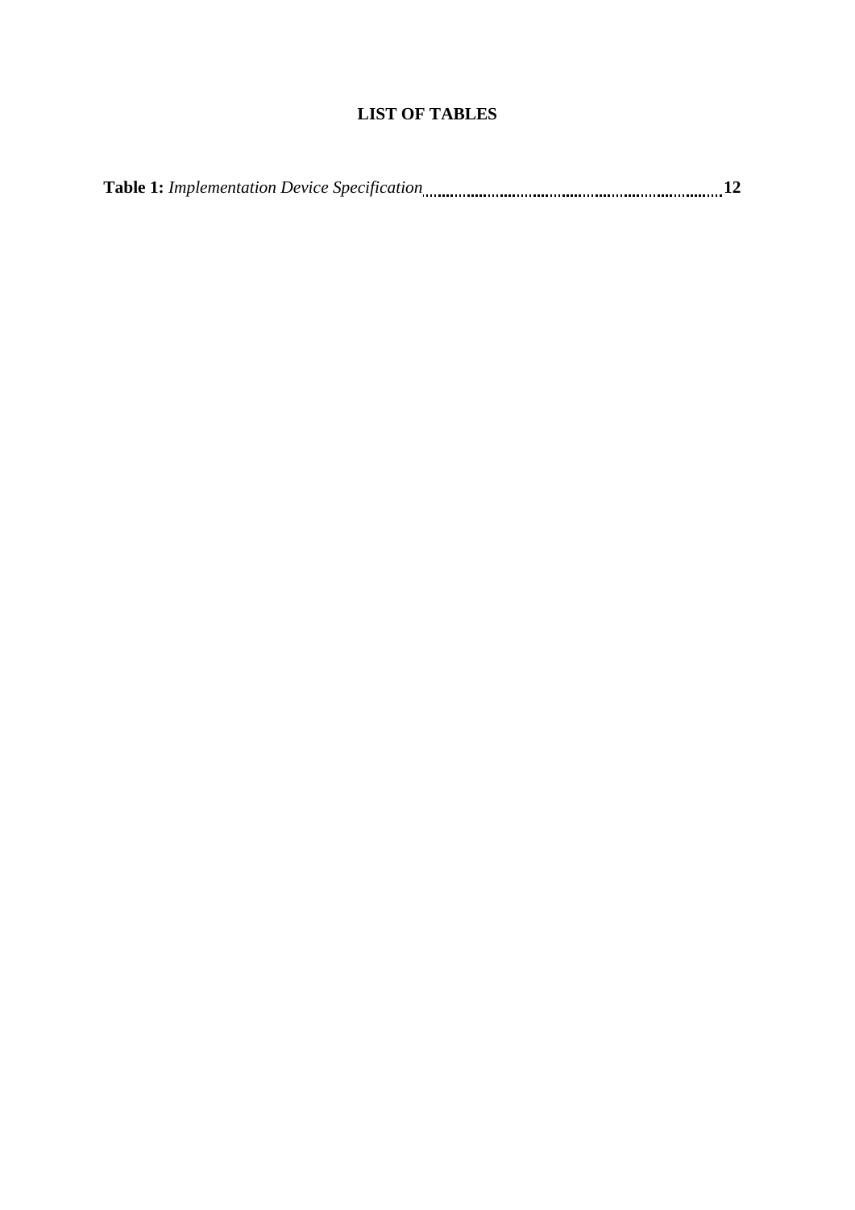# LIST OF TABLES

**Table 1:** *Implementation Device Specification* .......................................................... **12**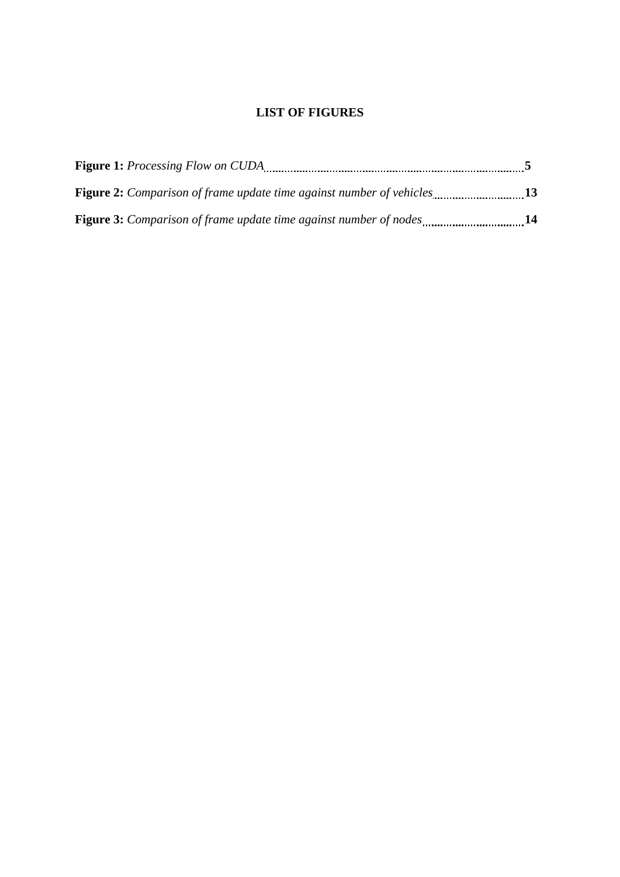## LIST OF FIGURES

**Figure 1:** *Processing Flow on CUDA* .......... **5**

**Figure 2:** *Comparison of frame update time against number of vehicles* .......... **13**

**Figure 3:** *Comparison of frame update time against number of nodes* .......... **14**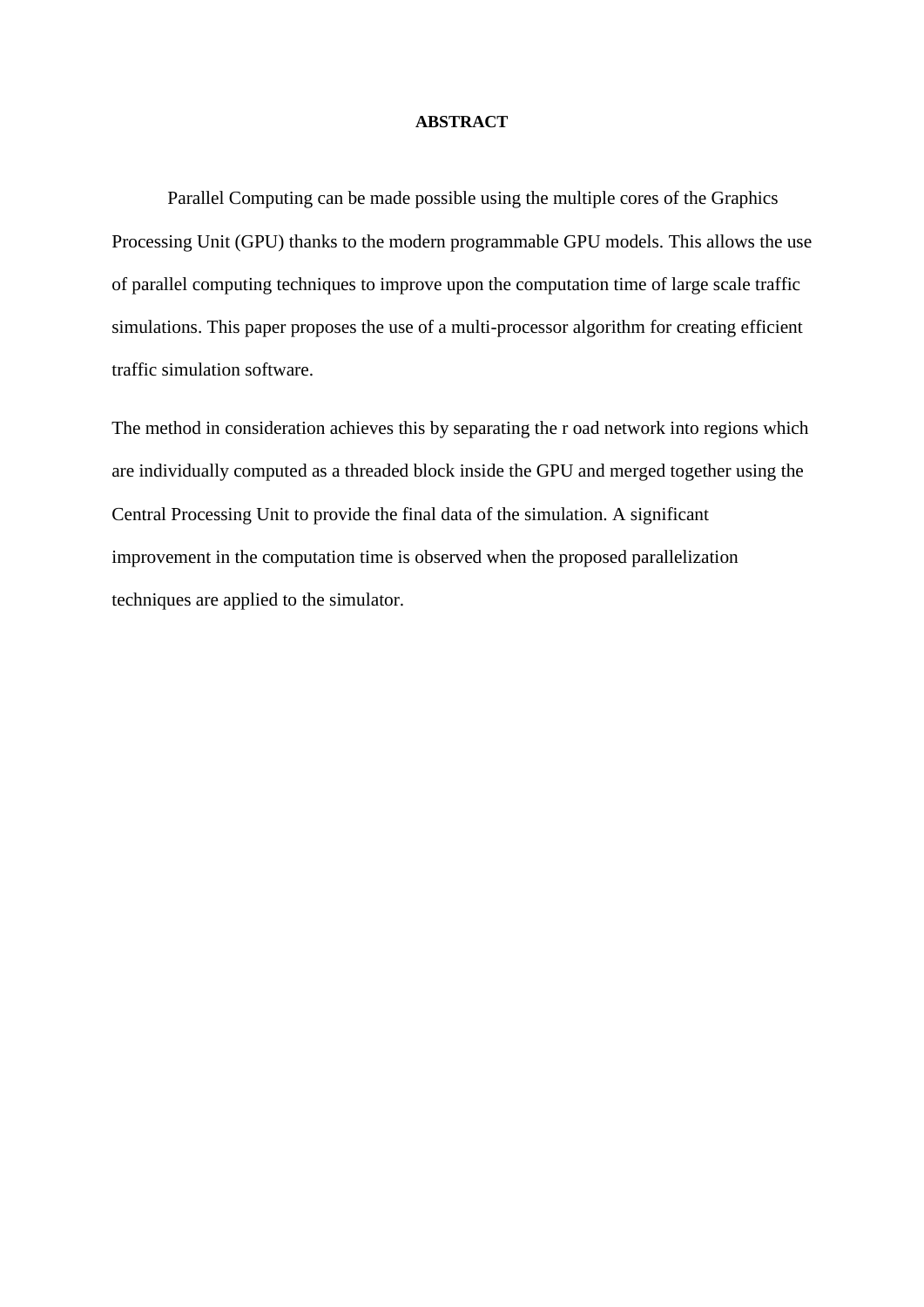# ABSTRACT

Parallel Computing can be made possible using the multiple cores of the Graphics Processing Unit (GPU) thanks to the modern programmable GPU models. This allows the use of parallel computing techniques to improve upon the computation time of large scale traffic simulations. This paper proposes the use of a multi-processor algorithm for creating efficient traffic simulation software.

The method in consideration achieves this by separating the r oad network into regions which are individually computed as a threaded block inside the GPU and merged together using the Central Processing Unit to provide the final data of the simulation. A significant improvement in the computation time is observed when the proposed parallelization techniques are applied to the simulator.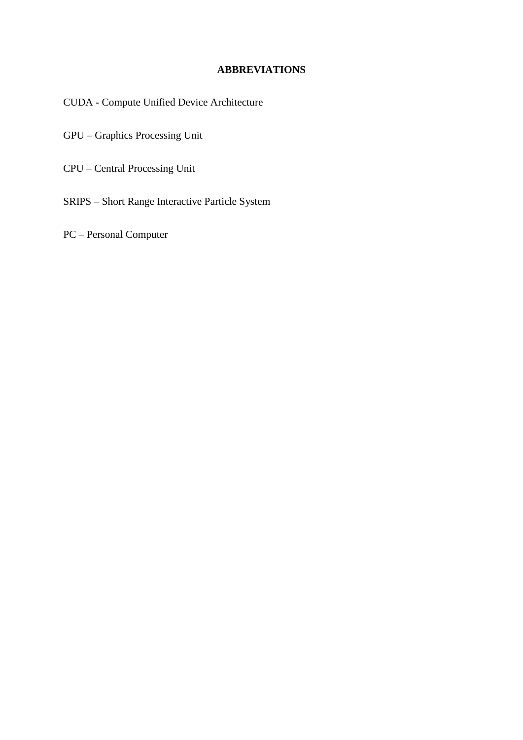# ABBREVIATIONS

CUDA - Compute Unified Device Architecture

GPU – Graphics Processing Unit

CPU – Central Processing Unit

SRIPS – Short Range Interactive Particle System

PC – Personal Computer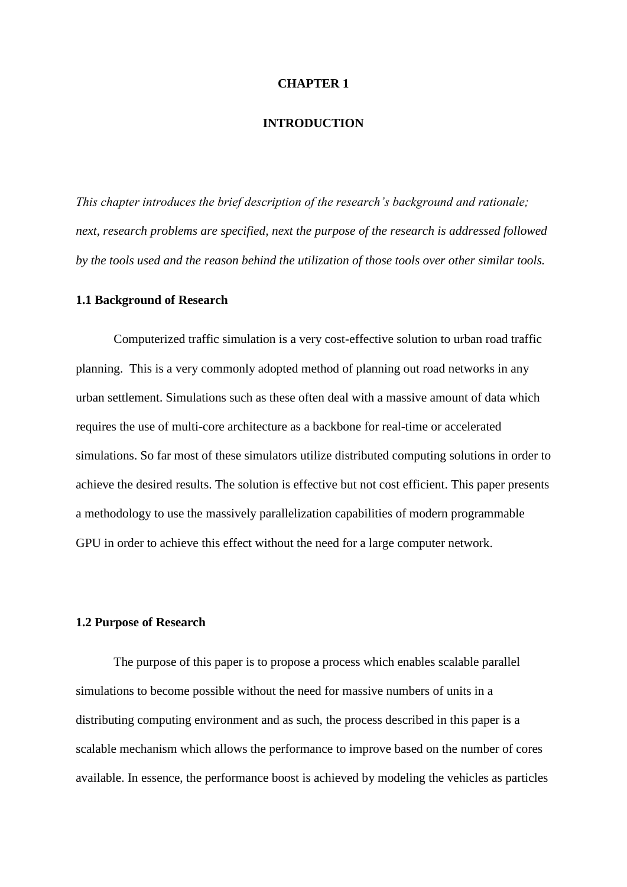# CHAPTER 1

# INTRODUCTION

*This chapter introduces the brief description of the research's background and rationale; next, research problems are specified, next the purpose of the research is addressed followed by the tools used and the reason behind the utilization of those tools over other similar tools.*

## 1.1 Background of Research

Computerized traffic simulation is a very cost-effective solution to urban road traffic planning. This is a very commonly adopted method of planning out road networks in any urban settlement. Simulations such as these often deal with a massive amount of data which requires the use of multi-core architecture as a backbone for real-time or accelerated simulations. So far most of these simulators utilize distributed computing solutions in order to achieve the desired results. The solution is effective but not cost efficient. This paper presents a methodology to use the massively parallelization capabilities of modern programmable GPU in order to achieve this effect without the need for a large computer network.

## 1.2 Purpose of Research

The purpose of this paper is to propose a process which enables scalable parallel simulations to become possible without the need for massive numbers of units in a distributing computing environment and as such, the process described in this paper is a scalable mechanism which allows the performance to improve based on the number of cores available. In essence, the performance boost is achieved by modeling the vehicles as particles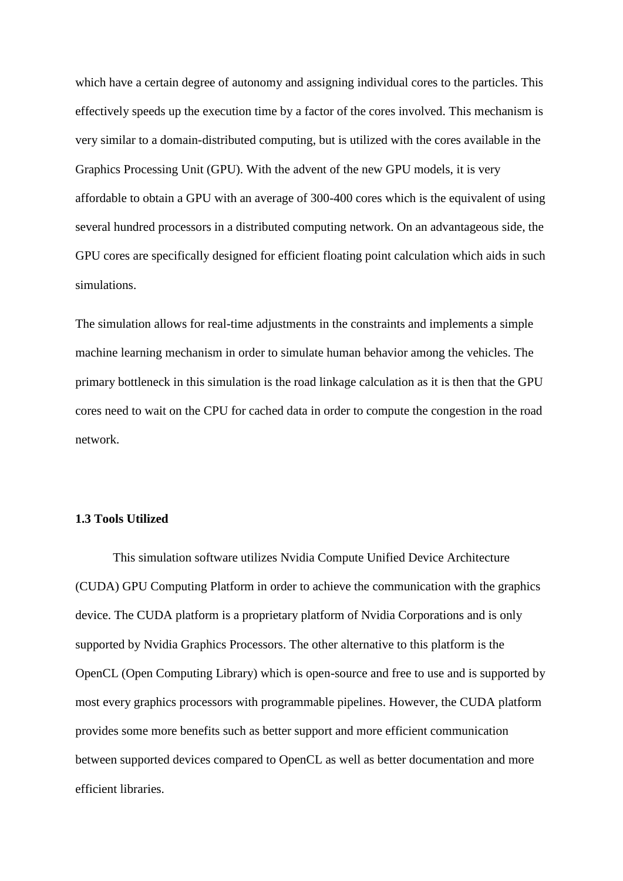which have a certain degree of autonomy and assigning individual cores to the particles. This effectively speeds up the execution time by a factor of the cores involved. This mechanism is very similar to a domain-distributed computing, but is utilized with the cores available in the Graphics Processing Unit (GPU). With the advent of the new GPU models, it is very affordable to obtain a GPU with an average of 300-400 cores which is the equivalent of using several hundred processors in a distributed computing network. On an advantageous side, the GPU cores are specifically designed for efficient floating point calculation which aids in such simulations.

The simulation allows for real-time adjustments in the constraints and implements a simple machine learning mechanism in order to simulate human behavior among the vehicles. The primary bottleneck in this simulation is the road linkage calculation as it is then that the GPU cores need to wait on the CPU for cached data in order to compute the congestion in the road network.

### 1.3 Tools Utilized

This simulation software utilizes Nvidia Compute Unified Device Architecture (CUDA) GPU Computing Platform in order to achieve the communication with the graphics device. The CUDA platform is a proprietary platform of Nvidia Corporations and is only supported by Nvidia Graphics Processors. The other alternative to this platform is the OpenCL (Open Computing Library) which is open-source and free to use and is supported by most every graphics processors with programmable pipelines. However, the CUDA platform provides some more benefits such as better support and more efficient communication between supported devices compared to OpenCL as well as better documentation and more efficient libraries.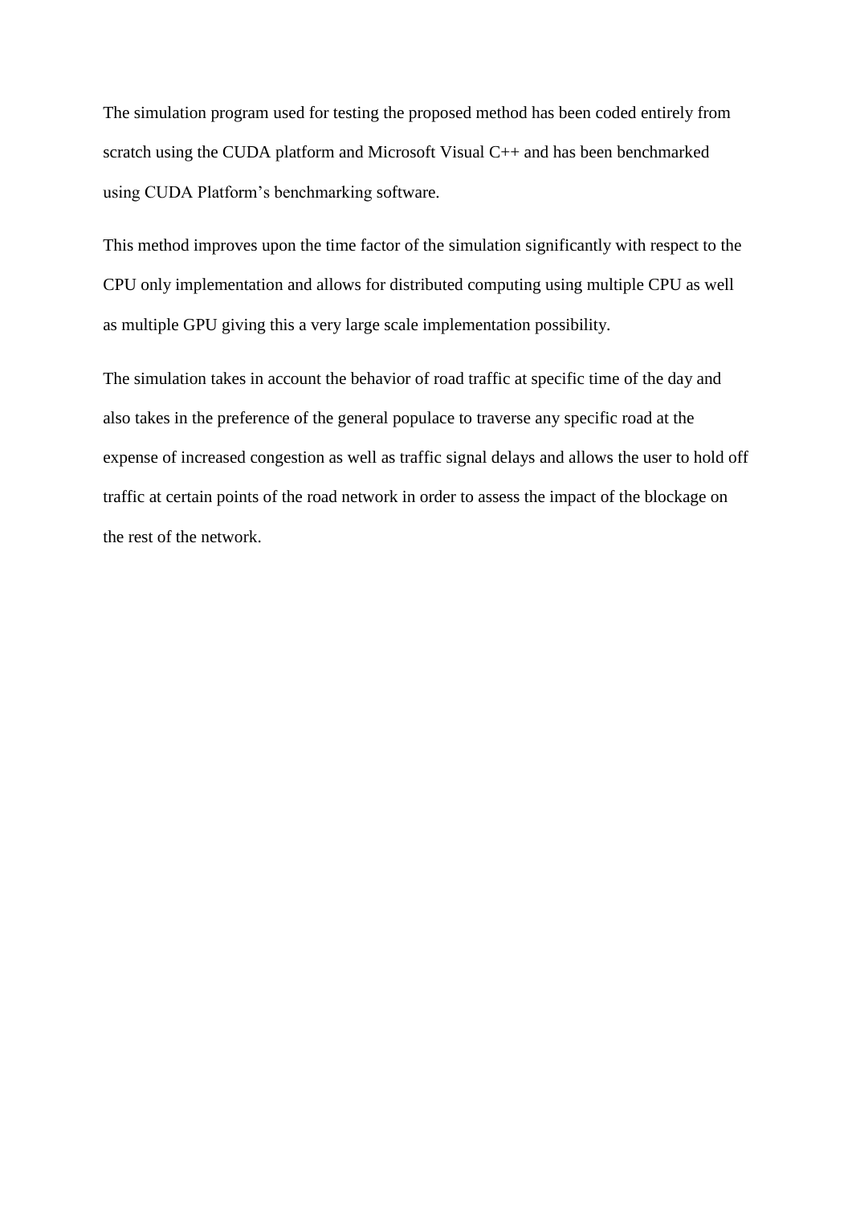The simulation program used for testing the proposed method has been coded entirely from scratch using the CUDA platform and Microsoft Visual C++ and has been benchmarked using CUDA Platform's benchmarking software.

This method improves upon the time factor of the simulation significantly with respect to the CPU only implementation and allows for distributed computing using multiple CPU as well as multiple GPU giving this a very large scale implementation possibility.

The simulation takes in account the behavior of road traffic at specific time of the day and also takes in the preference of the general populace to traverse any specific road at the expense of increased congestion as well as traffic signal delays and allows the user to hold off traffic at certain points of the road network in order to assess the impact of the blockage on the rest of the network.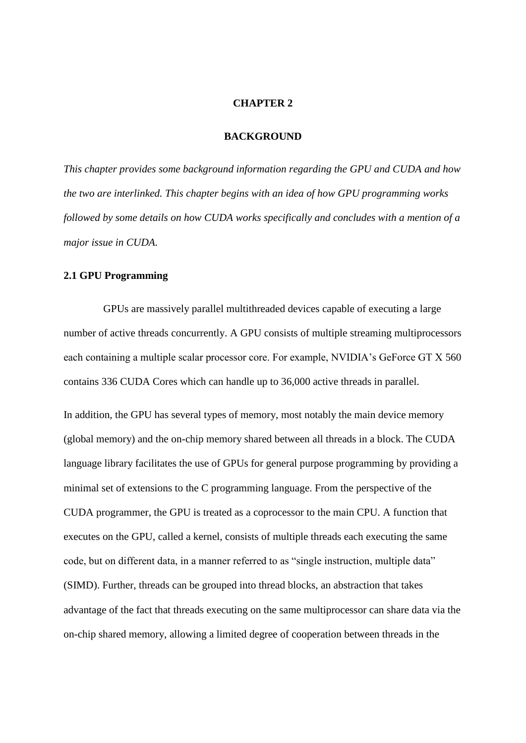# CHAPTER 2

# BACKGROUND

*This chapter provides some background information regarding the GPU and CUDA and how the two are interlinked. This chapter begins with an idea of how GPU programming works followed by some details on how CUDA works specifically and concludes with a mention of a major issue in CUDA.*

## 2.1 GPU Programming

GPUs are massively parallel multithreaded devices capable of executing a large number of active threads concurrently. A GPU consists of multiple streaming multiprocessors each containing a multiple scalar processor core. For example, NVIDIA's GeForce GT X 560 contains 336 CUDA Cores which can handle up to 36,000 active threads in parallel.

In addition, the GPU has several types of memory, most notably the main device memory (global memory) and the on-chip memory shared between all threads in a block. The CUDA language library facilitates the use of GPUs for general purpose programming by providing a minimal set of extensions to the C programming language. From the perspective of the CUDA programmer, the GPU is treated as a coprocessor to the main CPU. A function that executes on the GPU, called a kernel, consists of multiple threads each executing the same code, but on different data, in a manner referred to as "single instruction, multiple data" (SIMD). Further, threads can be grouped into thread blocks, an abstraction that takes advantage of the fact that threads executing on the same multiprocessor can share data via the on-chip shared memory, allowing a limited degree of cooperation between threads in the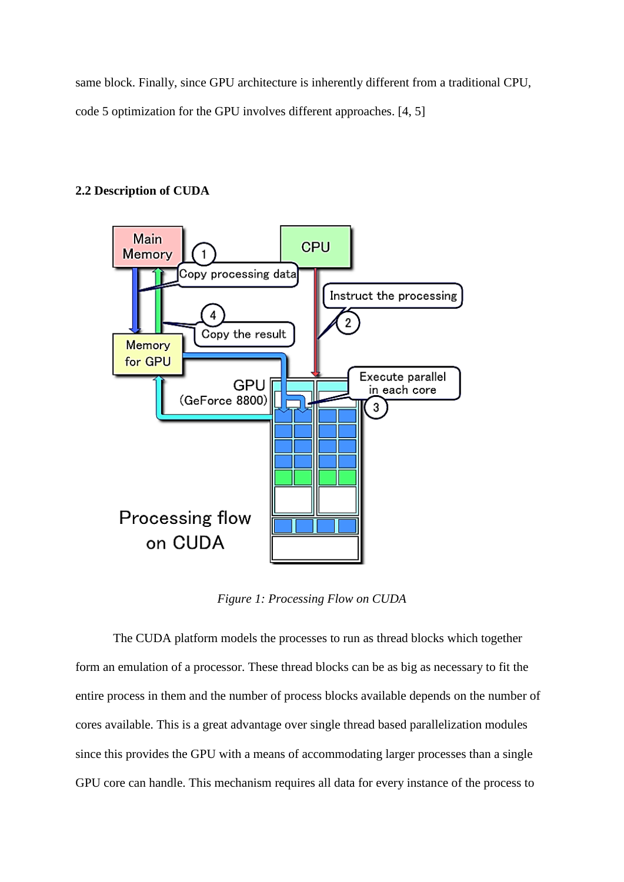same block. Finally, since GPU architecture is inherently different from a traditional CPU, code 5 optimization for the GPU involves different approaches. [4, 5]

### 2.2 Description of CUDA

*Figure 1: Processing Flow on CUDA*

The CUDA platform models the processes to run as thread blocks which together form an emulation of a processor. These thread blocks can be as big as necessary to fit the entire process in them and the number of process blocks available depends on the number of cores available. This is a great advantage over single thread based parallelization modules since this provides the GPU with a means of accommodating larger processes than a single GPU core can handle. This mechanism requires all data for every instance of the process to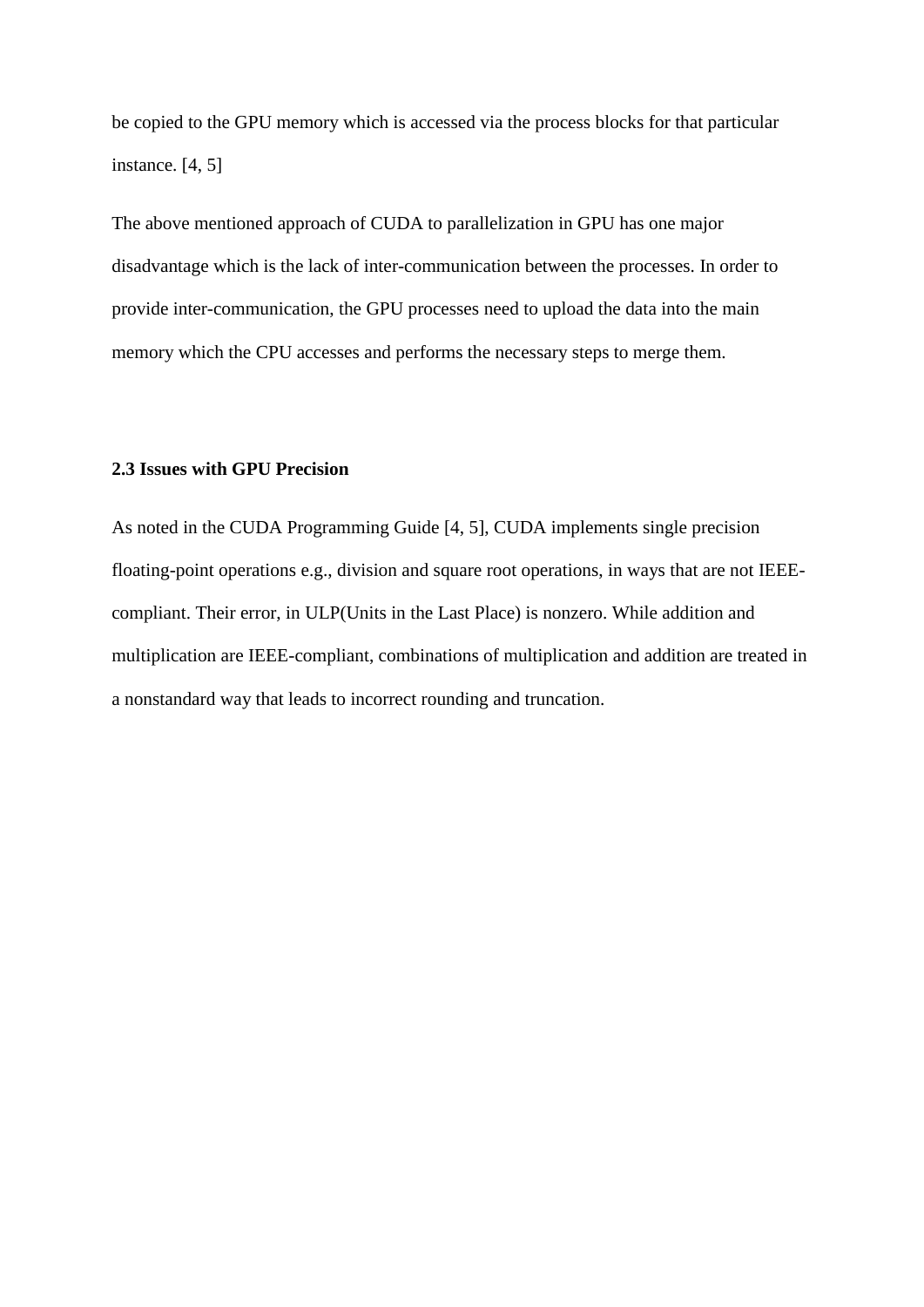be copied to the GPU memory which is accessed via the process blocks for that particular instance. [4, 5]

The above mentioned approach of CUDA to parallelization in GPU has one major disadvantage which is the lack of inter-communication between the processes. In order to provide inter-communication, the GPU processes need to upload the data into the main memory which the CPU accesses and performs the necessary steps to merge them.

### 2.3 Issues with GPU Precision

As noted in the CUDA Programming Guide [4, 5], CUDA implements single precision floating-point operations e.g., division and square root operations, in ways that are not IEEE-compliant. Their error, in ULP(Units in the Last Place) is nonzero. While addition and multiplication are IEEE-compliant, combinations of multiplication and addition are treated in a nonstandard way that leads to incorrect rounding and truncation.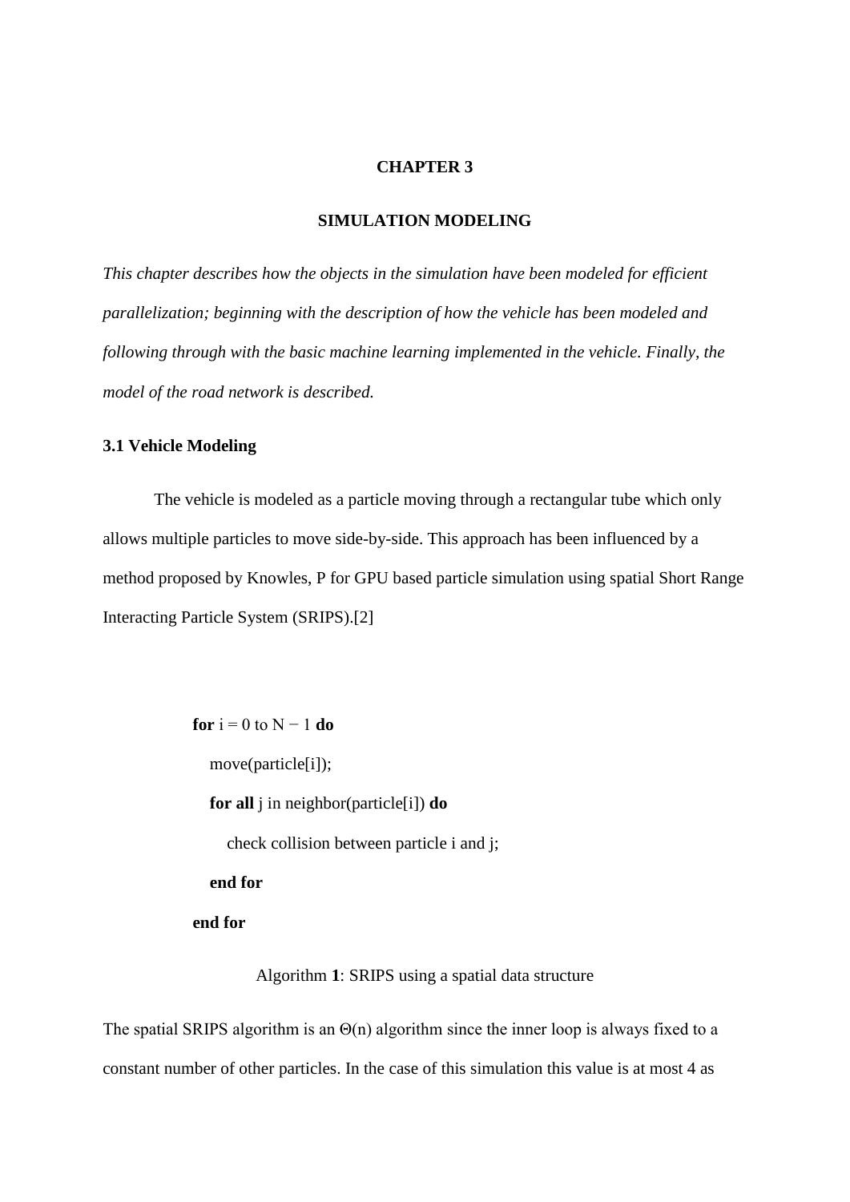# CHAPTER 3

# SIMULATION MODELING

*This chapter describes how the objects in the simulation have been modeled for efficient parallelization; beginning with the description of how the vehicle has been modeled and following through with the basic machine learning implemented in the vehicle. Finally, the model of the road network is described.*

## 3.1 Vehicle Modeling

The vehicle is modeled as a particle moving through a rectangular tube which only allows multiple particles to move side-by-side. This approach has been influenced by a method proposed by Knowles, P for GPU based particle simulation using spatial Short Range Interacting Particle System (SRIPS).[2]

```
for i = 0 to N − 1 do
    move(particle[i]);
    for all j in neighbor(particle[i]) do
        check collision between particle i and j;
    end for
end for
```

Algorithm **1**: SRIPS using a spatial data structure

The spatial SRIPS algorithm is an $\Theta(n)$ algorithm since the inner loop is always fixed to a constant number of other particles. In the case of this simulation this value is at most 4 as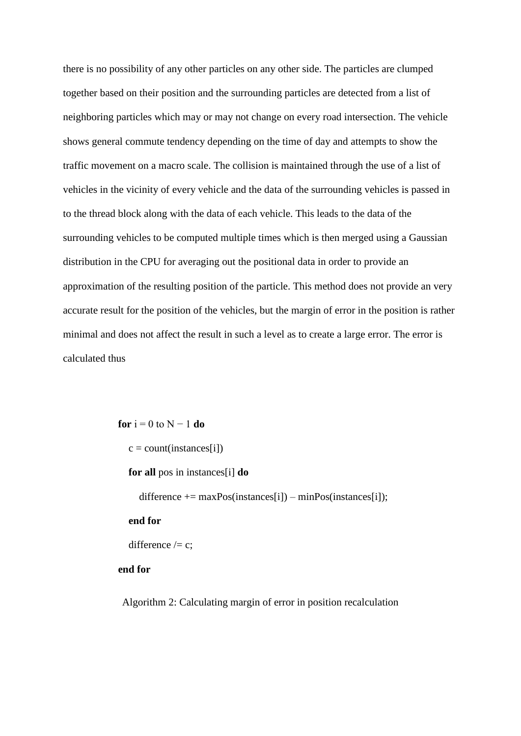there is no possibility of any other particles on any other side. The particles are clumped together based on their position and the surrounding particles are detected from a list of neighboring particles which may or may not change on every road intersection. The vehicle shows general commute tendency depending on the time of day and attempts to show the traffic movement on a macro scale. The collision is maintained through the use of a list of vehicles in the vicinity of every vehicle and the data of the surrounding vehicles is passed in to the thread block along with the data of each vehicle. This leads to the data of the surrounding vehicles to be computed multiple times which is then merged using a Gaussian distribution in the CPU for averaging out the positional data in order to provide an approximation of the resulting position of the particle. This method does not provide an very accurate result for the position of the vehicles, but the margin of error in the position is rather minimal and does not affect the result in such a level as to create a large error. The error is calculated thus

```
for i = 0 to N − 1 do
    c = count(instances[i])
    for all pos in instances[i] do
        difference += maxPos(instances[i]) – minPos(instances[i]);
    end for
    difference /= c;
end for
```

Algorithm 2: Calculating margin of error in position recalculation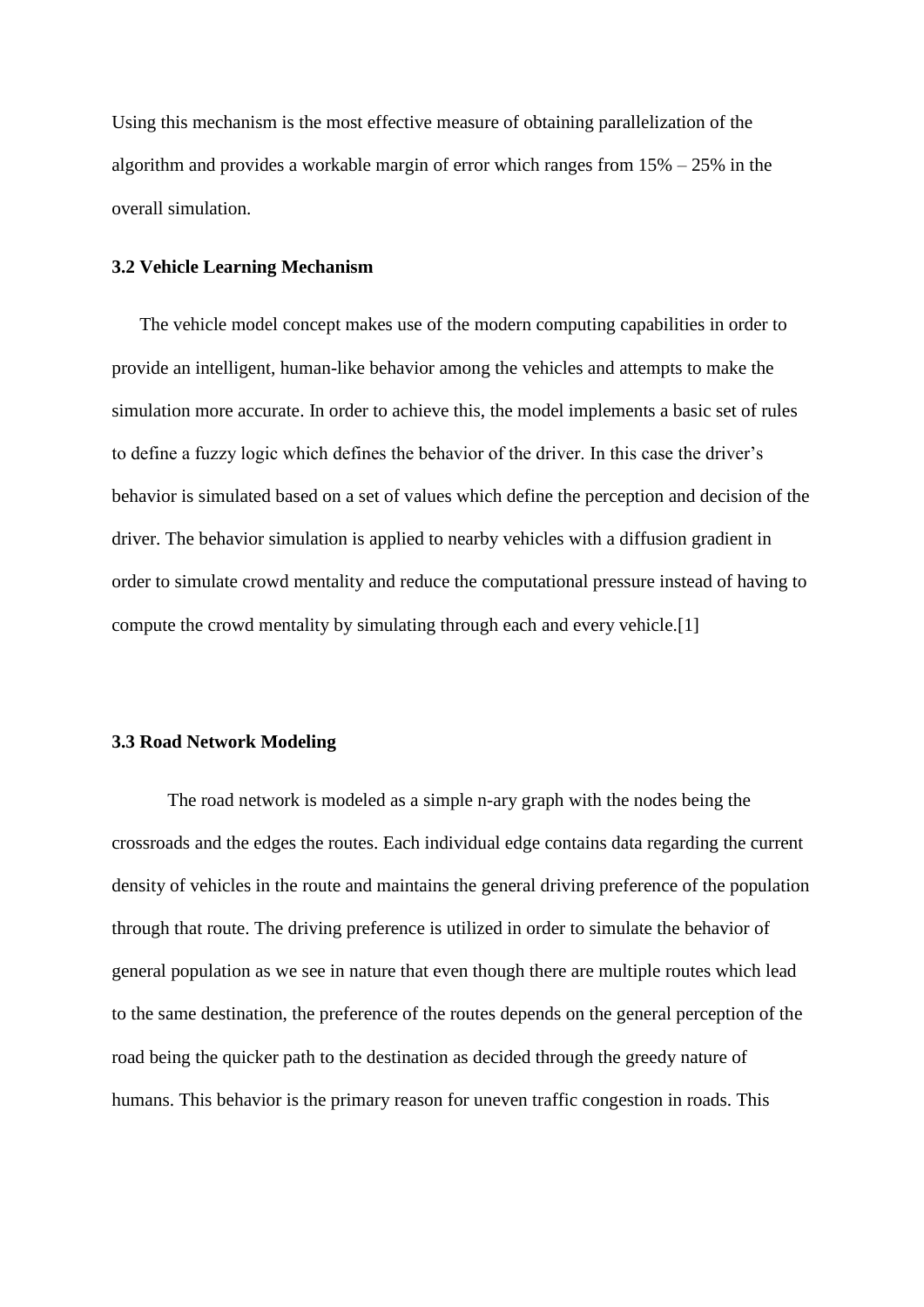Using this mechanism is the most effective measure of obtaining parallelization of the algorithm and provides a workable margin of error which ranges from 15% – 25% in the overall simulation.

### 3.2 Vehicle Learning Mechanism

The vehicle model concept makes use of the modern computing capabilities in order to provide an intelligent, human-like behavior among the vehicles and attempts to make the simulation more accurate. In order to achieve this, the model implements a basic set of rules to define a fuzzy logic which defines the behavior of the driver. In this case the driver's behavior is simulated based on a set of values which define the perception and decision of the driver. The behavior simulation is applied to nearby vehicles with a diffusion gradient in order to simulate crowd mentality and reduce the computational pressure instead of having to compute the crowd mentality by simulating through each and every vehicle.[1]

### 3.3 Road Network Modeling

The road network is modeled as a simple n-ary graph with the nodes being the crossroads and the edges the routes. Each individual edge contains data regarding the current density of vehicles in the route and maintains the general driving preference of the population through that route. The driving preference is utilized in order to simulate the behavior of general population as we see in nature that even though there are multiple routes which lead to the same destination, the preference of the routes depends on the general perception of the road being the quicker path to the destination as decided through the greedy nature of humans. This behavior is the primary reason for uneven traffic congestion in roads. This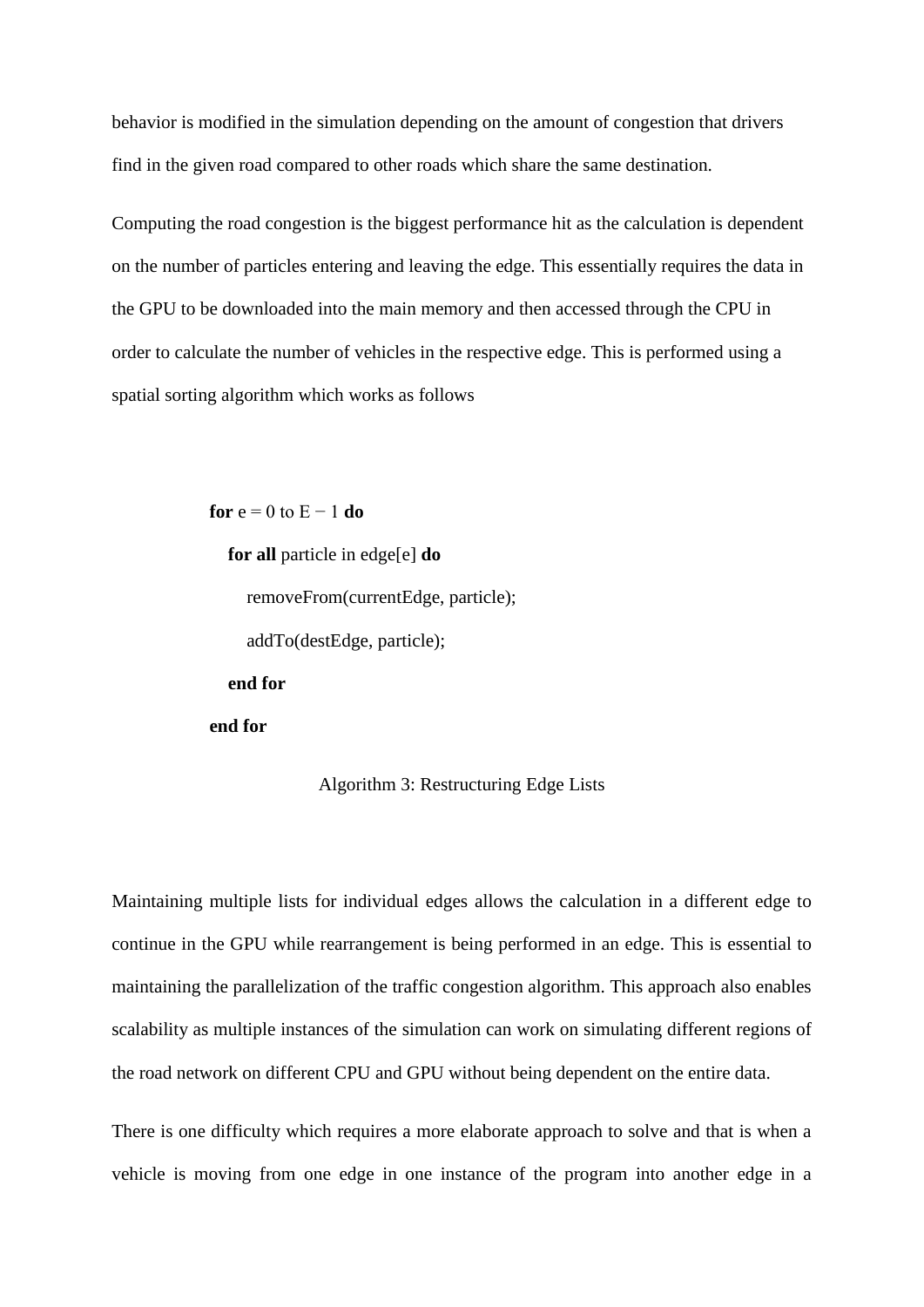behavior is modified in the simulation depending on the amount of congestion that drivers find in the given road compared to other roads which share the same destination.

Computing the road congestion is the biggest performance hit as the calculation is dependent on the number of particles entering and leaving the edge. This essentially requires the data in the GPU to be downloaded into the main memory and then accessed through the CPU in order to calculate the number of vehicles in the respective edge. This is performed using a spatial sorting algorithm which works as follows

```
for e = 0 to E − 1 do
    for all particle in edge[e] do
        removeFrom(currentEdge, particle);
        addTo(destEdge, particle);
    end for
end for
```

Algorithm 3: Restructuring Edge Lists

Maintaining multiple lists for individual edges allows the calculation in a different edge to continue in the GPU while rearrangement is being performed in an edge. This is essential to maintaining the parallelization of the traffic congestion algorithm. This approach also enables scalability as multiple instances of the simulation can work on simulating different regions of the road network on different CPU and GPU without being dependent on the entire data.

There is one difficulty which requires a more elaborate approach to solve and that is when a vehicle is moving from one edge in one instance of the program into another edge in a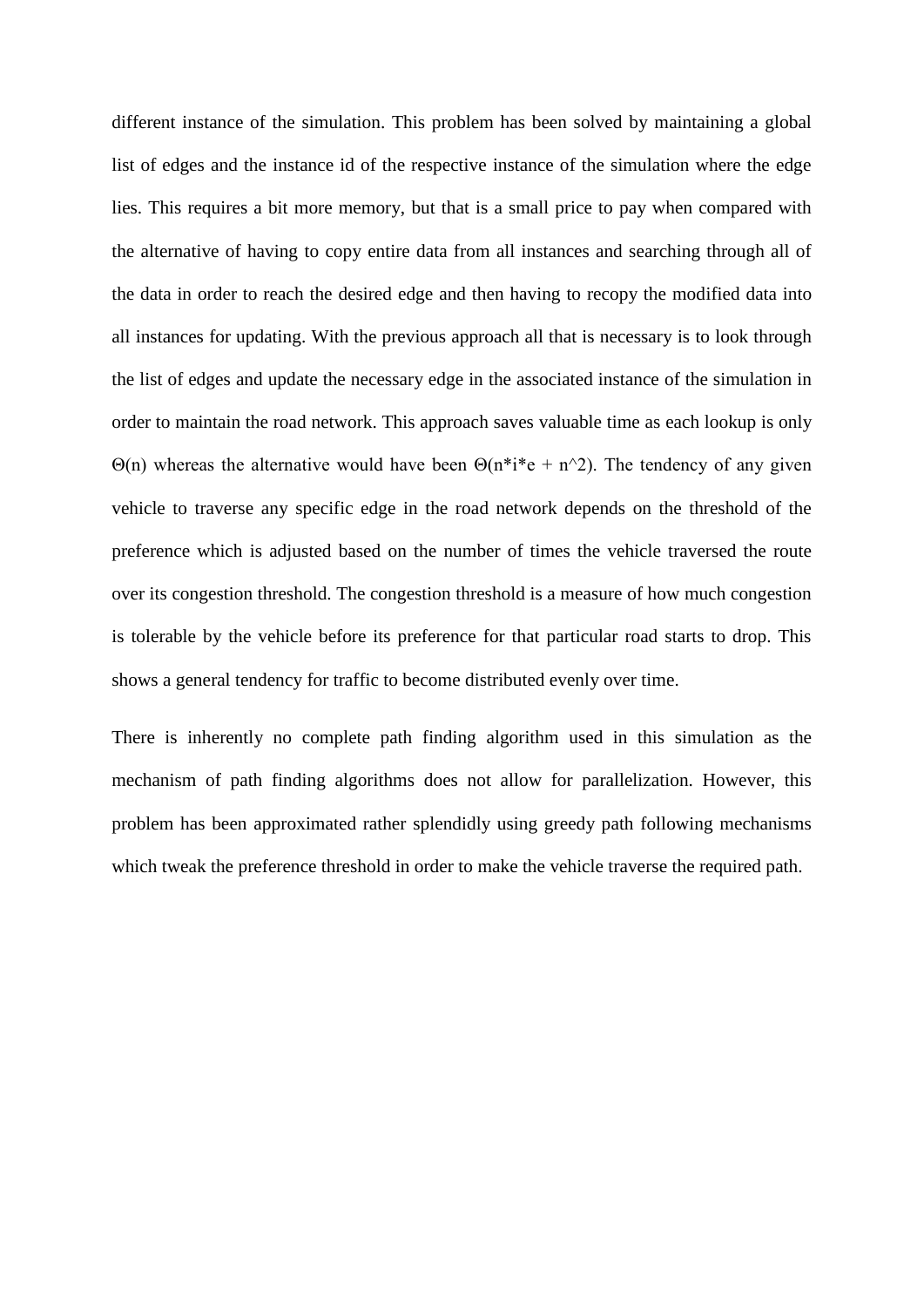different instance of the simulation. This problem has been solved by maintaining a global list of edges and the instance id of the respective instance of the simulation where the edge lies. This requires a bit more memory, but that is a small price to pay when compared with the alternative of having to copy entire data from all instances and searching through all of the data in order to reach the desired edge and then having to recopy the modified data into all instances for updating. With the previous approach all that is necessary is to look through the list of edges and update the necessary edge in the associated instance of the simulation in order to maintain the road network. This approach saves valuable time as each lookup is only $\Theta(n)$ whereas the alternative would have been $\Theta(n*i*e + n^2)$. The tendency of any given vehicle to traverse any specific edge in the road network depends on the threshold of the preference which is adjusted based on the number of times the vehicle traversed the route over its congestion threshold. The congestion threshold is a measure of how much congestion is tolerable by the vehicle before its preference for that particular road starts to drop. This shows a general tendency for traffic to become distributed evenly over time.

There is inherently no complete path finding algorithm used in this simulation as the mechanism of path finding algorithms does not allow for parallelization. However, this problem has been approximated rather splendidly using greedy path following mechanisms which tweak the preference threshold in order to make the vehicle traverse the required path.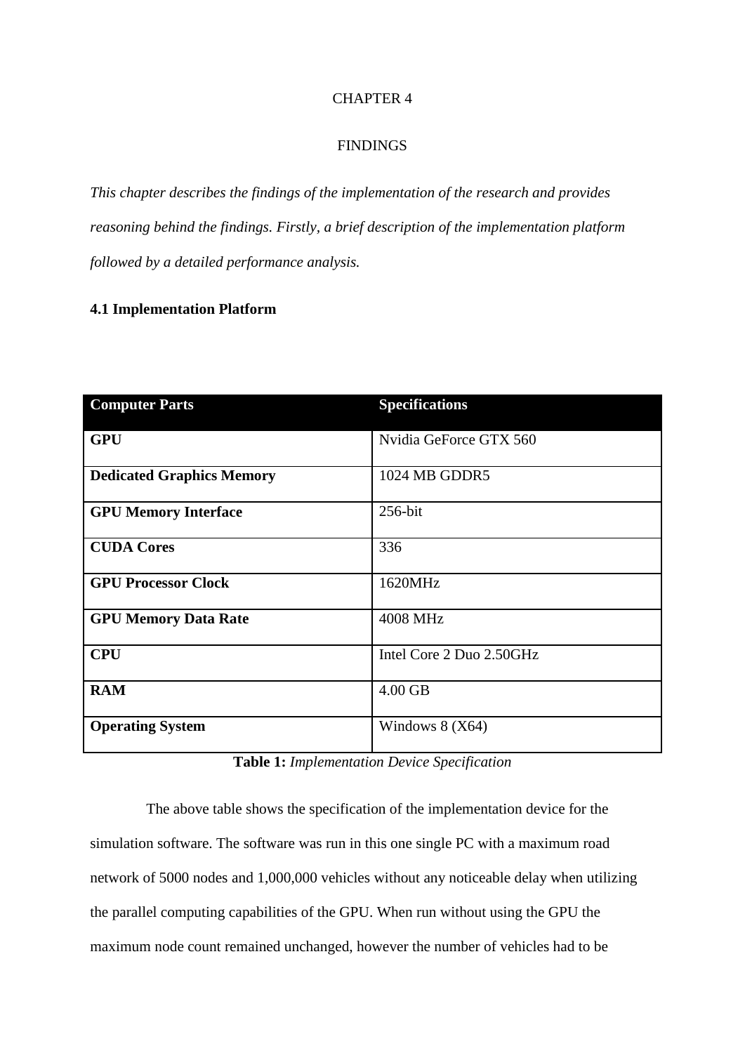# CHAPTER 4

# FINDINGS

*This chapter describes the findings of the implementation of the research and provides reasoning behind the findings. Firstly, a brief description of the implementation platform followed by a detailed performance analysis.*

## 4.1 Implementation Platform

| **Computer Parts** | **Specifications** |
|---|---|
| **GPU** | Nvidia GeForce GTX 560 |
| **Dedicated Graphics Memory** | 1024 MB GDDR5 |
| **GPU Memory Interface** | 256-bit |
| **CUDA Cores** | 336 |
| **GPU Processor Clock** | 1620MHz |
| **GPU Memory Data Rate** | 4008 MHz |
| **CPU** | Intel Core 2 Duo 2.50GHz |
| **RAM** | 4.00 GB |
| **Operating System** | Windows 8 (X64) |

**Table 1:** *Implementation Device Specification*

The above table shows the specification of the implementation device for the simulation software. The software was run in this one single PC with a maximum road network of 5000 nodes and 1,000,000 vehicles without any noticeable delay when utilizing the parallel computing capabilities of the GPU. When run without using the GPU the maximum node count remained unchanged, however the number of vehicles had to be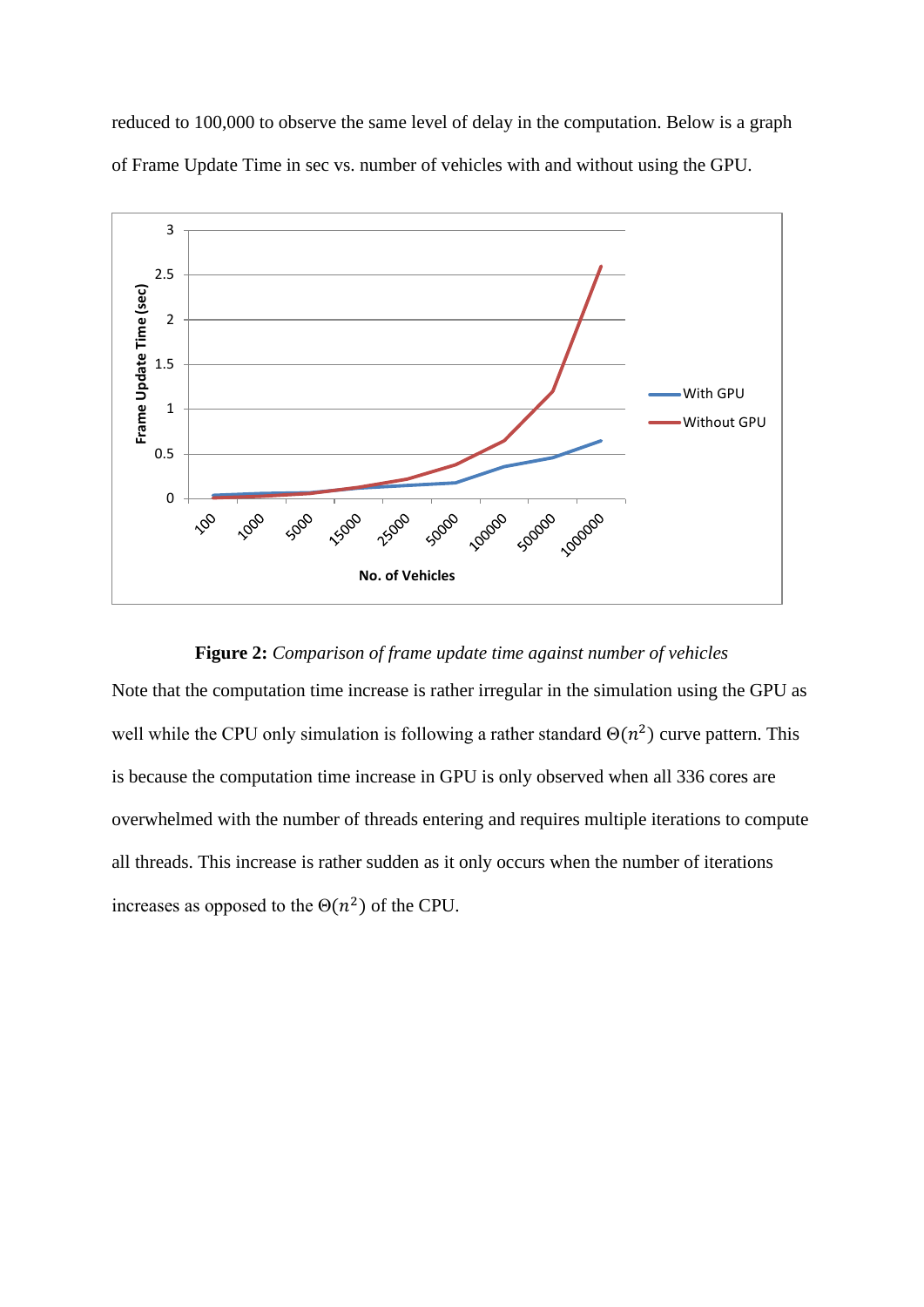reduced to 100,000 to observe the same level of delay in the computation. Below is a graph of Frame Update Time in sec vs. number of vehicles with and without using the GPU.

**Figure 2:** *Comparison of frame update time against number of vehicles*

Note that the computation time increase is rather irregular in the simulation using the GPU as well while the CPU only simulation is following a rather standard $\Theta(n^2)$ curve pattern. This is because the computation time increase in GPU is only observed when all 336 cores are overwhelmed with the number of threads entering and requires multiple iterations to compute all threads. This increase is rather sudden as it only occurs when the number of iterations increases as opposed to the $\Theta(n^2)$ of the CPU.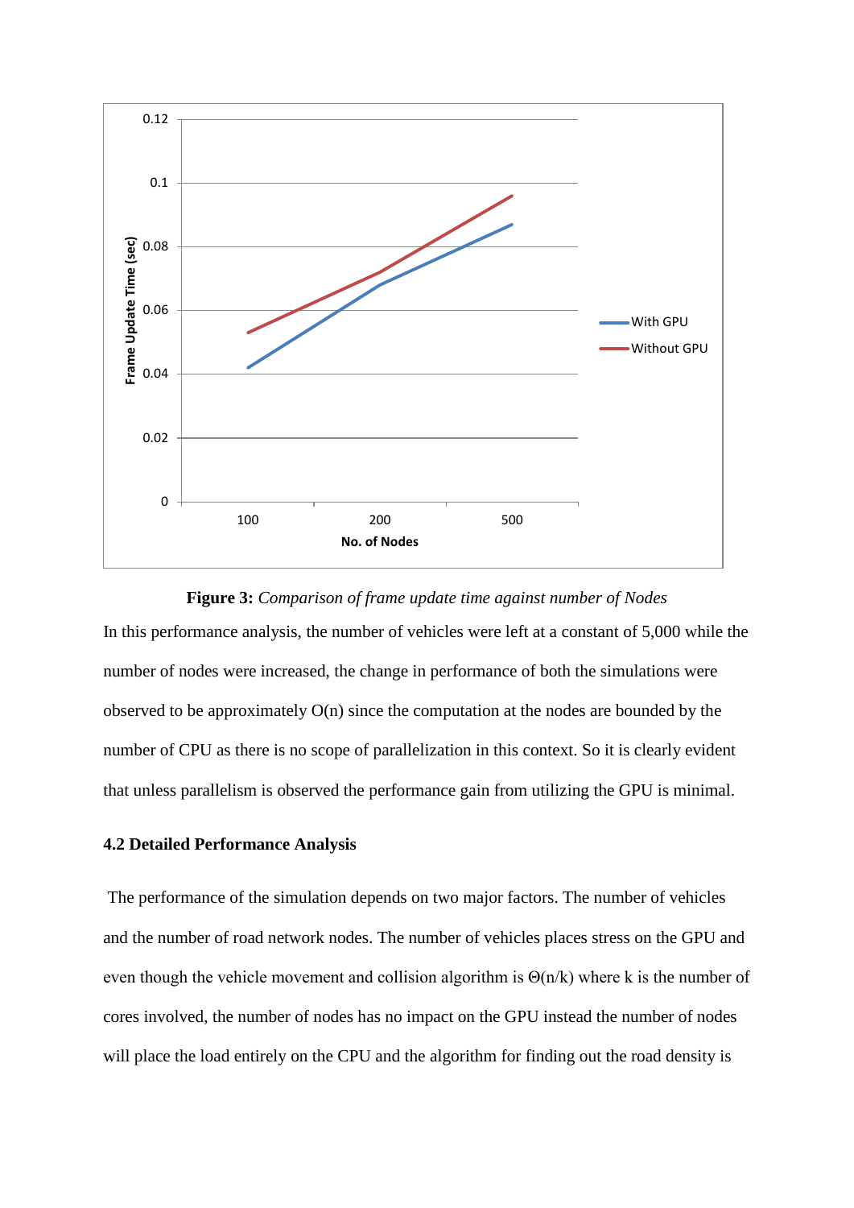**Figure 3:** *Comparison of frame update time against number of Nodes*

In this performance analysis, the number of vehicles were left at a constant of 5,000 while the number of nodes were increased, the change in performance of both the simulations were observed to be approximately O(n) since the computation at the nodes are bounded by the number of CPU as there is no scope of parallelization in this context. So it is clearly evident that unless parallelism is observed the performance gain from utilizing the GPU is minimal.

### 4.2 Detailed Performance Analysis

The performance of the simulation depends on two major factors. The number of vehicles and the number of road network nodes. The number of vehicles places stress on the GPU and even though the vehicle movement and collision algorithm is $\Theta(n/k)$ where k is the number of cores involved, the number of nodes has no impact on the GPU instead the number of nodes will place the load entirely on the CPU and the algorithm for finding out the road density is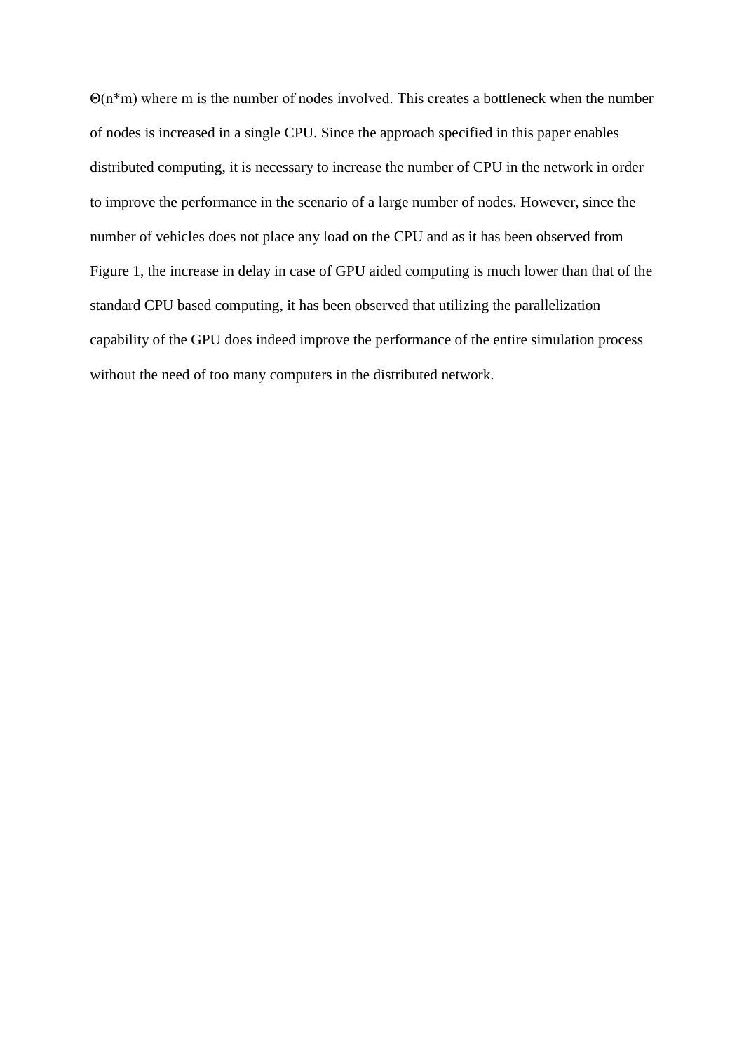$\Theta(n*m)$ where m is the number of nodes involved. This creates a bottleneck when the number of nodes is increased in a single CPU. Since the approach specified in this paper enables distributed computing, it is necessary to increase the number of CPU in the network in order to improve the performance in the scenario of a large number of nodes. However, since the number of vehicles does not place any load on the CPU and as it has been observed from Figure 1, the increase in delay in case of GPU aided computing is much lower than that of the standard CPU based computing, it has been observed that utilizing the parallelization capability of the GPU does indeed improve the performance of the entire simulation process without the need of too many computers in the distributed network.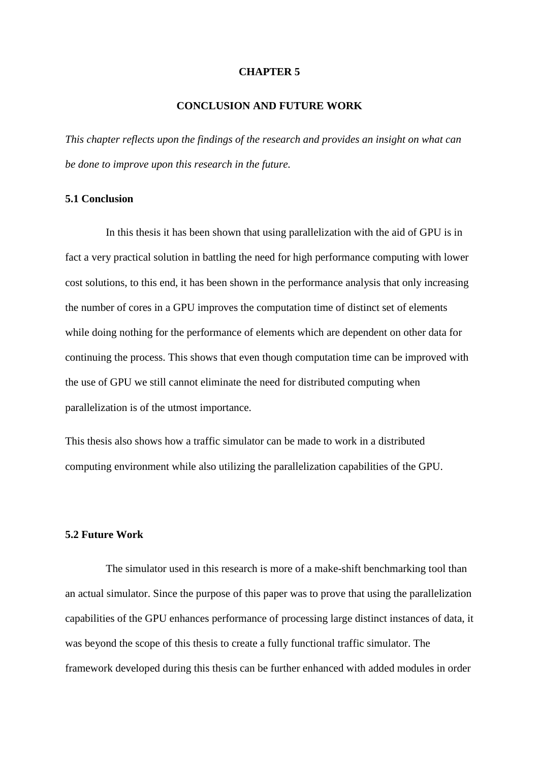# CHAPTER 5

# CONCLUSION AND FUTURE WORK

*This chapter reflects upon the findings of the research and provides an insight on what can be done to improve upon this research in the future.*

## 5.1 Conclusion

In this thesis it has been shown that using parallelization with the aid of GPU is in fact a very practical solution in battling the need for high performance computing with lower cost solutions, to this end, it has been shown in the performance analysis that only increasing the number of cores in a GPU improves the computation time of distinct set of elements while doing nothing for the performance of elements which are dependent on other data for continuing the process. This shows that even though computation time can be improved with the use of GPU we still cannot eliminate the need for distributed computing when parallelization is of the utmost importance.

This thesis also shows how a traffic simulator can be made to work in a distributed computing environment while also utilizing the parallelization capabilities of the GPU.

## 5.2 Future Work

The simulator used in this research is more of a make-shift benchmarking tool than an actual simulator. Since the purpose of this paper was to prove that using the parallelization capabilities of the GPU enhances performance of processing large distinct instances of data, it was beyond the scope of this thesis to create a fully functional traffic simulator. The framework developed during this thesis can be further enhanced with added modules in order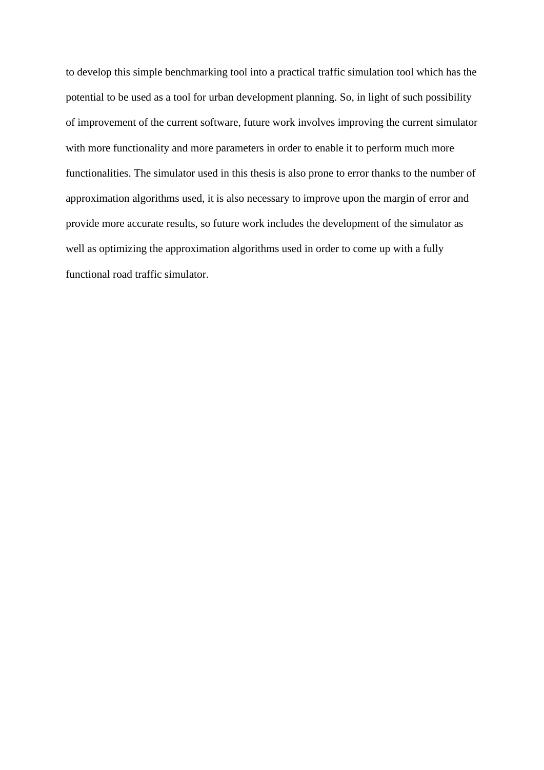to develop this simple benchmarking tool into a practical traffic simulation tool which has the potential to be used as a tool for urban development planning. So, in light of such possibility of improvement of the current software, future work involves improving the current simulator with more functionality and more parameters in order to enable it to perform much more functionalities. The simulator used in this thesis is also prone to error thanks to the number of approximation algorithms used, it is also necessary to improve upon the margin of error and provide more accurate results, so future work includes the development of the simulator as well as optimizing the approximation algorithms used in order to come up with a fully functional road traffic simulator.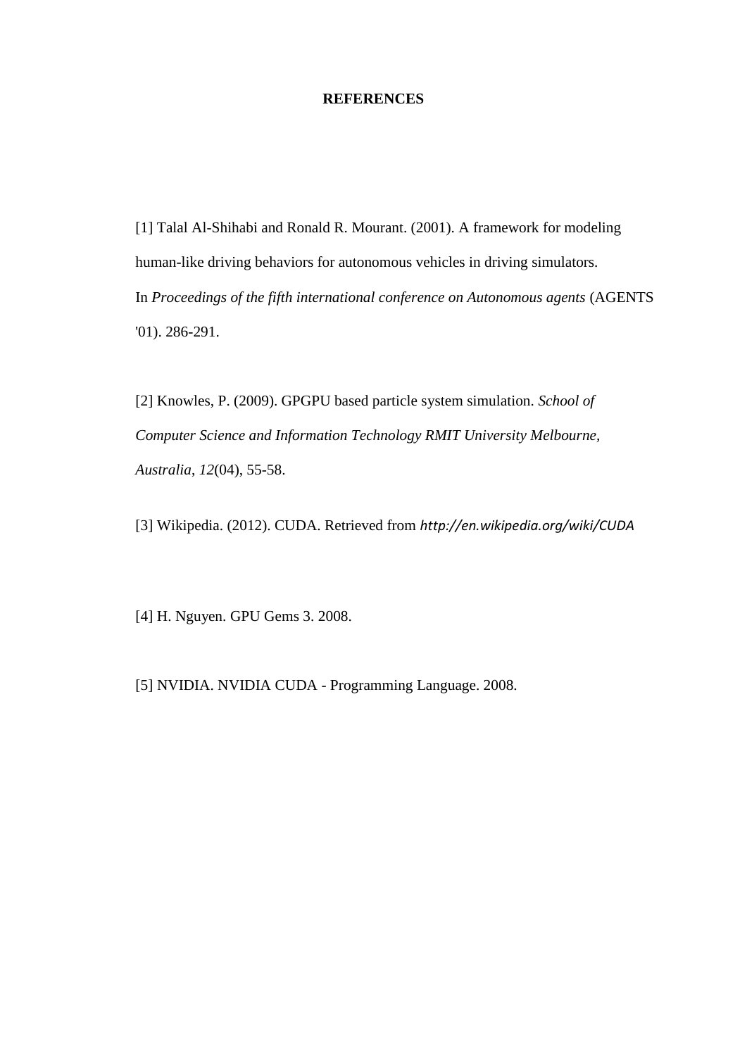# REFERENCES

[1] Talal Al-Shihabi and Ronald R. Mourant. (2001). A framework for modeling human-like driving behaviors for autonomous vehicles in driving simulators. In *Proceedings of the fifth international conference on Autonomous agents* (AGENTS '01). 286-291.

[2] Knowles, P. (2009). GPGPU based particle system simulation. *School of Computer Science and Information Technology RMIT University Melbourne, Australia*, *12*(04), 55-58.

[3] Wikipedia. (2012). CUDA. Retrieved from *http://en.wikipedia.org/wiki/CUDA*

[4] H. Nguyen. GPU Gems 3. 2008.

[5] NVIDIA. NVIDIA CUDA - Programming Language. 2008.